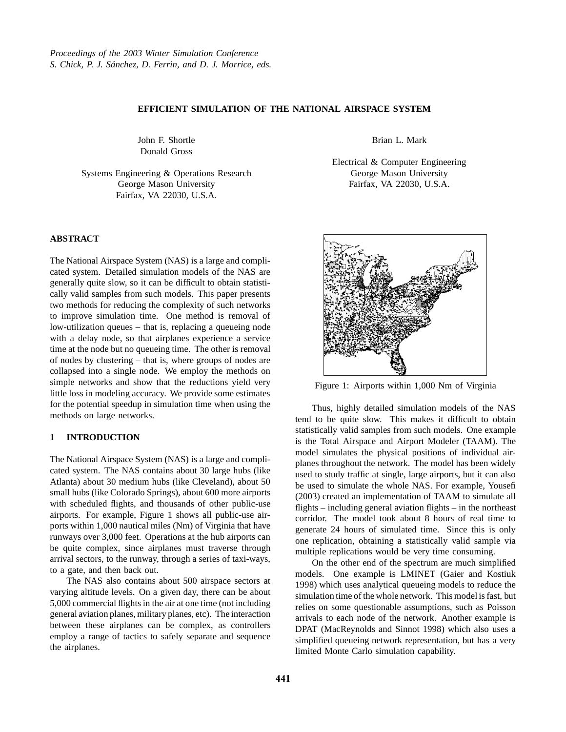Proceedings of the 2003 Winter Simulation Conference
S. Chick, P. J. Sánchez, D. Ferrin, and D. J. Morrice, eds.

# EFFICIENT SIMULATION OF THE NATIONAL AIRSPACE SYSTEM

John F. Shortle
Donald Gross

Systems Engineering & Operations Research
George Mason University
Fairfax, VA 22030, U.S.A.

Brian L. Mark

Electrical & Computer Engineering
George Mason University
Fairfax, VA 22030, U.S.A.

## ABSTRACT

The National Airspace System (NAS) is a large and complicated system. Detailed simulation models of the NAS are generally quite slow, so it can be difficult to obtain statistically valid samples from such models. This paper presents two methods for reducing the complexity of such networks to improve simulation time. One method is removal of low-utilization queues – that is, replacing a queueing node with a delay node, so that airplanes experience a service time at the node but no queueing time. The other is removal of nodes by clustering – that is, where groups of nodes are collapsed into a single node. We employ the methods on simple networks and show that the reductions yield very little loss in modeling accuracy. We provide some estimates for the potential speedup in simulation time when using the methods on large networks.

## 1 INTRODUCTION

The National Airspace System (NAS) is a large and complicated system. The NAS contains about 30 large hubs (like Atlanta) about 30 medium hubs (like Cleveland), about 50 small hubs (like Colorado Springs), about 600 more airports with scheduled flights, and thousands of other public-use airports. For example, Figure 1 shows all public-use airports within 1,000 nautical miles (Nm) of Virginia that have runways over 3,000 feet. Operations at the hub airports can be quite complex, since airplanes must traverse through arrival sectors, to the runway, through a series of taxi-ways, to a gate, and then back out.

The NAS also contains about 500 airspace sectors at varying altitude levels. On a given day, there can be about 5,000 commercial flights in the air at one time (not including general aviation planes, military planes, etc). The interaction between these airplanes can be complex, as controllers employ a range of tactics to safely separate and sequence the airplanes.

Figure 1: Airports within 1,000 Nm of Virginia

Thus, highly detailed simulation models of the NAS tend to be quite slow. This makes it difficult to obtain statistically valid samples from such models. One example is the Total Airspace and Airport Modeler (TAAM). The model simulates the physical positions of individual airplanes throughout the network. The model has been widely used to study traffic at single, large airports, but it can also be used to simulate the whole NAS. For example, Yousefi (2003) created an implementation of TAAM to simulate all flights – including general aviation flights – in the northeast corridor. The model took about 8 hours of real time to generate 24 hours of simulated time. Since this is only one replication, obtaining a statistically valid sample via multiple replications would be very time consuming.

On the other end of the spectrum are much simplified models. One example is LMINET (Gaier and Kostiuk 1998) which uses analytical queueing models to reduce the simulation time of the whole network. This model is fast, but relies on some questionable assumptions, such as Poisson arrivals to each node of the network. Another example is DPAT (MacReynolds and Sinnot 1998) which also uses a simplified queueing network representation, but has a very limited Monte Carlo simulation capability.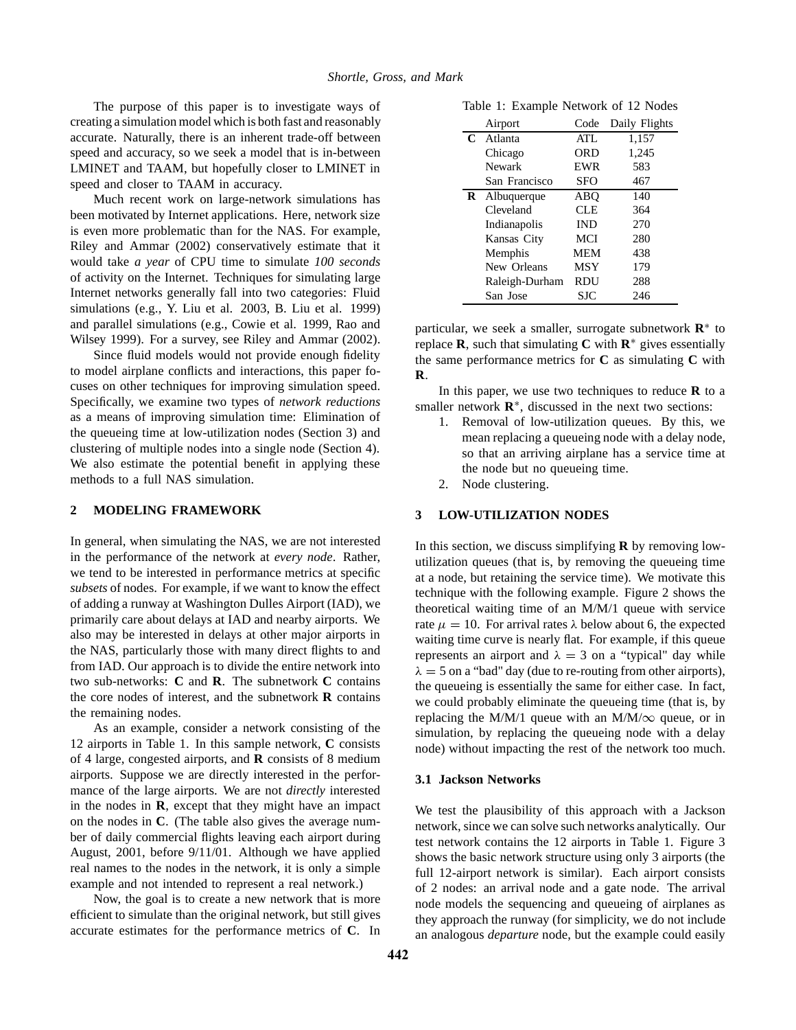The purpose of this paper is to investigate ways of creating a simulation model which is both fast and reasonably accurate. Naturally, there is an inherent trade-off between speed and accuracy, so we seek a model that is in-between LMINET and TAAM, but hopefully closer to LMINET in speed and closer to TAAM in accuracy.

Much recent work on large-network simulations has been motivated by Internet applications. Here, network size is even more problematic than for the NAS. For example, Riley and Ammar (2002) conservatively estimate that it would take *a year* of CPU time to simulate *100 seconds* of activity on the Internet. Techniques for simulating large Internet networks generally fall into two categories: Fluid simulations (e.g., Y. Liu et al. 2003, B. Liu et al. 1999) and parallel simulations (e.g., Cowie et al. 1999, Rao and Wilsey 1999). For a survey, see Riley and Ammar (2002).

Since fluid models would not provide enough fidelity to model airplane conflicts and interactions, this paper focuses on other techniques for improving simulation speed. Specifically, we examine two types of *network reductions* as a means of improving simulation time: Elimination of the queueing time at low-utilization nodes (Section 3) and clustering of multiple nodes into a single node (Section 4). We also estimate the potential benefit in applying these methods to a full NAS simulation.

## 2 MODELING FRAMEWORK

In general, when simulating the NAS, we are not interested in the performance of the network at *every node*. Rather, we tend to be interested in performance metrics at specific *subsets* of nodes. For example, if we want to know the effect of adding a runway at Washington Dulles Airport (IAD), we primarily care about delays at IAD and nearby airports. We also may be interested in delays at other major airports in the NAS, particularly those with many direct flights to and from IAD. Our approach is to divide the entire network into two sub-networks: **C** and **R**. The subnetwork **C** contains the core nodes of interest, and the subnetwork **R** contains the remaining nodes.

As an example, consider a network consisting of the 12 airports in Table 1. In this sample network, **C** consists of 4 large, congested airports, and **R** consists of 8 medium airports. Suppose we are directly interested in the performance of the large airports. We are not *directly* interested in the nodes in **R**, except that they might have an impact on the nodes in **C**. (The table also gives the average number of daily commercial flights leaving each airport during August, 2001, before 9/11/01. Although we have applied real names to the nodes in the network, it is only a simple example and not intended to represent a real network.)

Now, the goal is to create a new network that is more efficient to simulate than the original network, but still gives accurate estimates for the performance metrics of **C**. In particular, we seek a smaller, surrogate subnetwork $\mathbf{R}^*$ to replace **R**, such that simulating **C** with $\mathbf{R}^*$ gives essentially the same performance metrics for **C** as simulating **C** with **R**.

Table 1: Example Network of 12 Nodes

| | Airport | Code | Daily Flights |
|---|---|---|---|
| **C** | Atlanta | ATL | 1,157 |
| | Chicago | ORD | 1,245 |
| | Newark | EWR | 583 |
| | San Francisco | SFO | 467 |
| **R** | Albuquerque | ABQ | 140 |
| | Cleveland | CLE | 364 |
| | Indianapolis | IND | 270 |
| | Kansas City | MCI | 280 |
| | Memphis | MEM | 438 |
| | New Orleans | MSY | 179 |
| | Raleigh-Durham | RDU | 288 |
| | San Jose | SJC | 246 |

In this paper, we use two techniques to reduce **R** to a smaller network $\mathbf{R}^*$, discussed in the next two sections:

1. Removal of low-utilization queues. By this, we mean replacing a queueing node with a delay node, so that an arriving airplane has a service time at the node but no queueing time.
2. Node clustering.

## 3 LOW-UTILIZATION NODES

In this section, we discuss simplifying **R** by removing low-utilization queues (that is, by removing the queueing time at a node, but retaining the service time). We motivate this technique with the following example. Figure 2 shows the theoretical waiting time of an M/M/1 queue with service rate $\mu = 10$. For arrival rates $\lambda$ below about 6, the expected waiting time curve is nearly flat. For example, if this queue represents an airport and $\lambda = 3$ on a "typical" day while $\lambda = 5$ on a "bad" day (due to re-routing from other airports), the queueing is essentially the same for either case. In fact, we could probably eliminate the queueing time (that is, by replacing the M/M/1 queue with an M/M/$\infty$ queue, or in simulation, by replacing the queueing node with a delay node) without impacting the rest of the network too much.

### 3.1 Jackson Networks

We test the plausibility of this approach with a Jackson network, since we can solve such networks analytically. Our test network contains the 12 airports in Table 1. Figure 3 shows the basic network structure using only 3 airports (the full 12-airport network is similar). Each airport consists of 2 nodes: an arrival node and a gate node. The arrival node models the sequencing and queueing of airplanes as they approach the runway (for simplicity, we do not include an analogous *departure* node, but the example could easily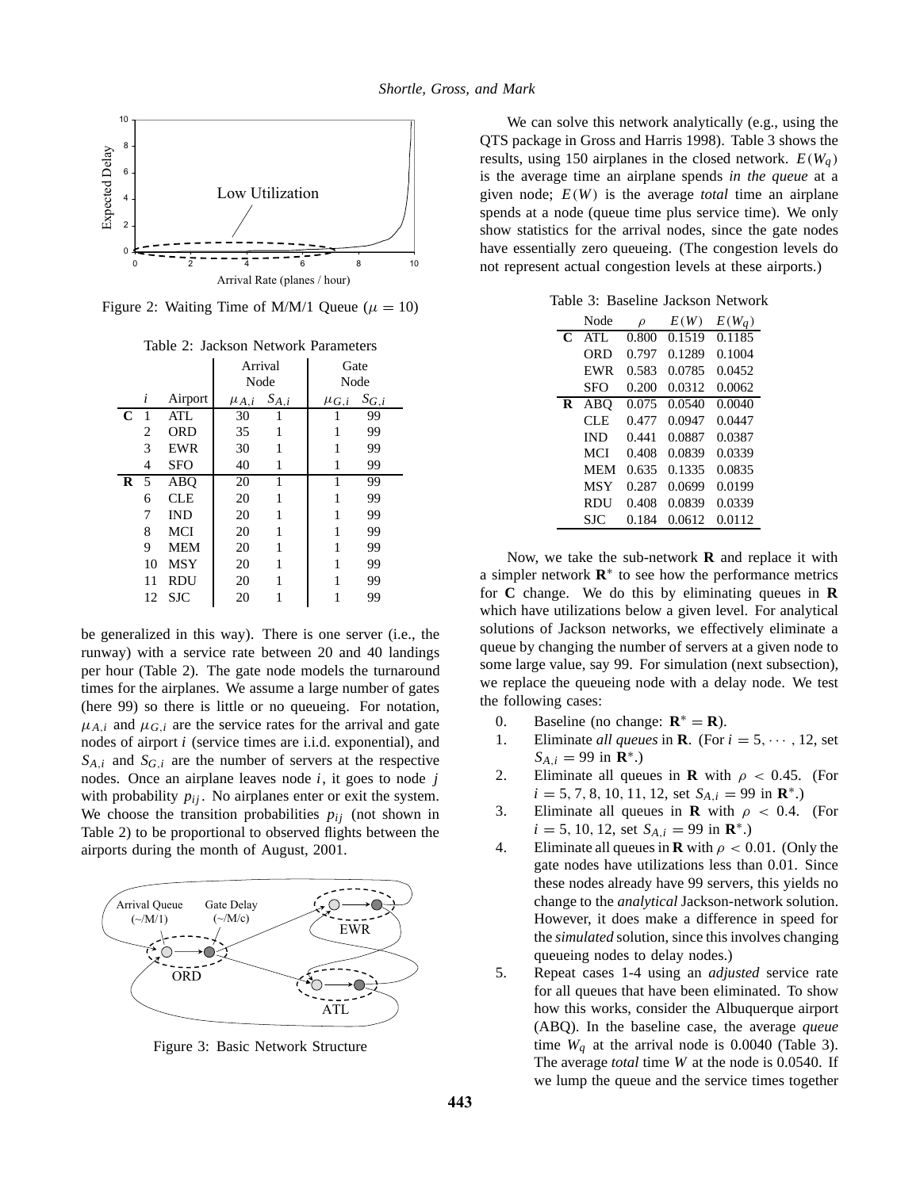Figure 2: Waiting Time of M/M/1 Queue ($\mu = 10$)

Table 2: Jackson Network Parameters

| | | | Arrival Node | | Gate Node | |
|---|---|---|---|---|---|---|
| | $i$ | Airport | $\mu_{A,i}$ | $S_{A,i}$ | $\mu_{G,i}$ | $S_{G,i}$ |
| **C** | 1 | ATL | 30 | 1 | 1 | 99 |
| | 2 | ORD | 35 | 1 | 1 | 99 |
| | 3 | EWR | 30 | 1 | 1 | 99 |
| | 4 | SFO | 40 | 1 | 1 | 99 |
| **R** | 5 | ABQ | 20 | 1 | 1 | 99 |
| | 6 | CLE | 20 | 1 | 1 | 99 |
| | 7 | IND | 20 | 1 | 1 | 99 |
| | 8 | MCI | 20 | 1 | 1 | 99 |
| | 9 | MEM | 20 | 1 | 1 | 99 |
| | 10 | MSY | 20 | 1 | 1 | 99 |
| | 11 | RDU | 20 | 1 | 1 | 99 |
| | 12 | SJC | 20 | 1 | 1 | 99 |

be generalized in this way). There is one server (i.e., the runway) with a service rate between 20 and 40 landings per hour (Table 2). The gate node models the turnaround times for the airplanes. We assume a large number of gates (here 99) so there is little or no queueing. For notation, $\mu_{A,i}$ and $\mu_{G,i}$ are the service rates for the arrival and gate nodes of airport $i$ (service times are i.i.d. exponential), and $S_{A,i}$ and $S_{G,i}$ are the number of servers at the respective nodes. Once an airplane leaves node $i$, it goes to node $j$ with probability $p_{ij}$. No airplanes enter or exit the system. We choose the transition probabilities $p_{ij}$ (not shown in Table 2) to be proportional to observed flights between the airports during the month of August, 2001.

Figure 3: Basic Network Structure

We can solve this network analytically (e.g., using the QTS package in Gross and Harris 1998). Table 3 shows the results, using 150 airplanes in the closed network. $E(W_q)$ is the average time an airplane spends *in the queue* at a given node; $E(W)$ is the average *total* time an airplane spends at a node (queue time plus service time). We only show statistics for the arrival nodes, since the gate nodes have essentially zero queueing. (The congestion levels do not represent actual congestion levels at these airports.)

Table 3: Baseline Jackson Network

| | Node | $\rho$ | $E(W)$ | $E(W_q)$ |
|---|---|---|---|---|
| **C** | ATL | 0.800 | 0.1519 | 0.1185 |
| | ORD | 0.797 | 0.1289 | 0.1004 |
| | EWR | 0.583 | 0.0785 | 0.0452 |
| | SFO | 0.200 | 0.0312 | 0.0062 |
| **R** | ABQ | 0.075 | 0.0540 | 0.0040 |
| | CLE | 0.477 | 0.0947 | 0.0447 |
| | IND | 0.441 | 0.0887 | 0.0387 |
| | MCI | 0.408 | 0.0839 | 0.0339 |
| | MEM | 0.635 | 0.1335 | 0.0835 |
| | MSY | 0.287 | 0.0699 | 0.0199 |
| | RDU | 0.408 | 0.0839 | 0.0339 |
| | SJC | 0.184 | 0.0612 | 0.0112 |

Now, we take the sub-network **R** and replace it with a simpler network $\mathbf{R}^*$ to see how the performance metrics for **C** change. We do this by eliminating queues in **R** which have utilizations below a given level. For analytical solutions of Jackson networks, we effectively eliminate a queue by changing the number of servers at a given node to some large value, say 99. For simulation (next subsection), we replace the queueing node with a delay node. We test the following cases:

0. Baseline (no change: $\mathbf{R}^* = \mathbf{R}$).
1. Eliminate *all queues* in **R**. (For $i = 5, \cdots, 12$, set $S_{A,i} = 99$ in $\mathbf{R}^*$.)
2. Eliminate all queues in **R** with $\rho < 0.45$. (For $i = 5, 7, 8, 10, 11, 12$, set $S_{A,i} = 99$ in $\mathbf{R}^*$.)
3. Eliminate all queues in **R** with $\rho < 0.4$. (For $i = 5, 10, 12$, set $S_{A,i} = 99$ in $\mathbf{R}^*$.)
4. Eliminate all queues in **R** with $\rho < 0.01$. (Only the gate nodes have utilizations less than 0.01. Since these nodes already have 99 servers, this yields no change to the *analytical* Jackson-network solution. However, it does make a difference in speed for the *simulated* solution, since this involves changing queueing nodes to delay nodes.)
5. Repeat cases 1-4 using an *adjusted* service rate for all queues that have been eliminated. To show how this works, consider the Albuquerque airport (ABQ). In the baseline case, the average *queue* time $W_q$ at the arrival node is 0.0040 (Table 3). The average *total* time $W$ at the node is 0.0540. If we lump the queue and the service times together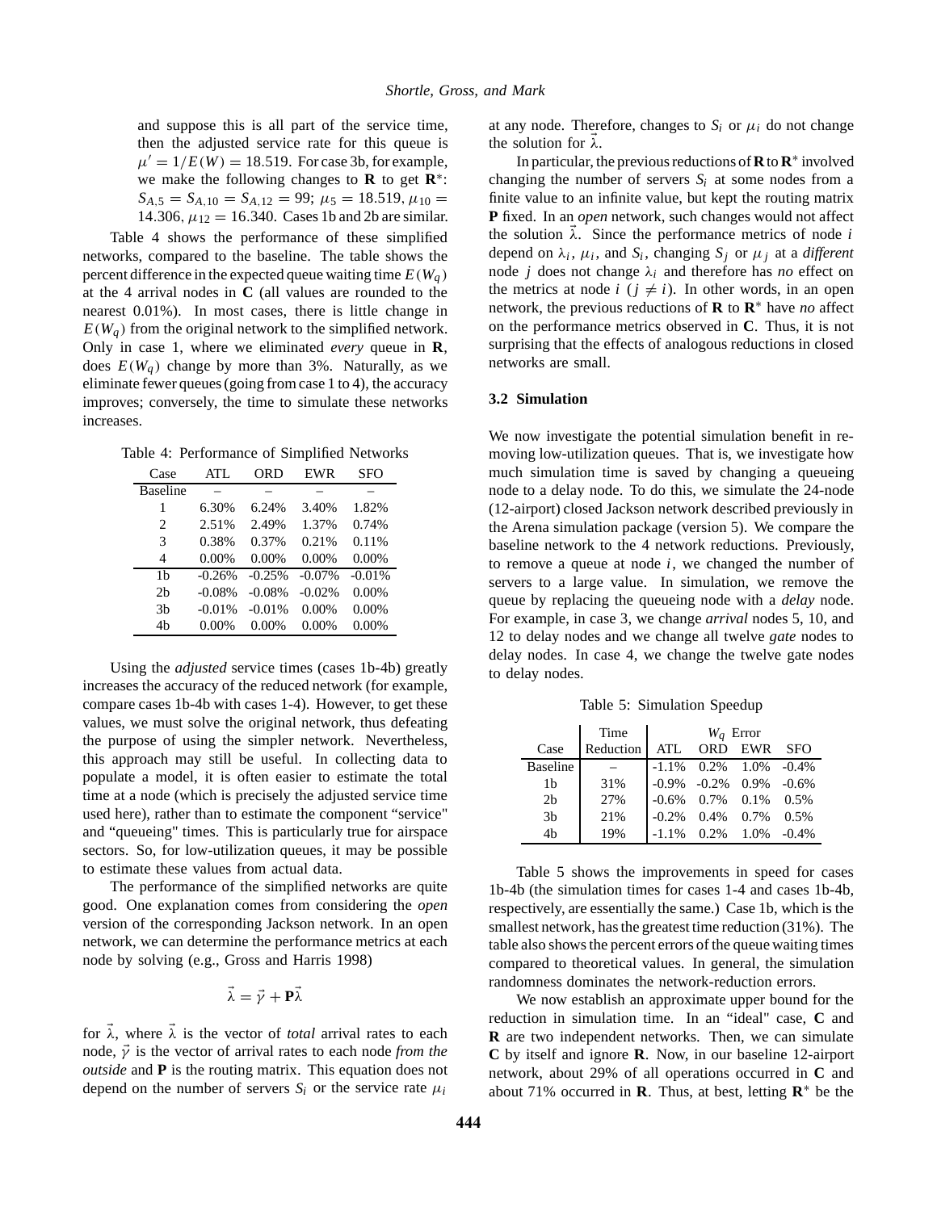and suppose this is all part of the service time, then the adjusted service rate for this queue is $\mu' = 1/E(W) = 18.519$. For case 3b, for example, we make the following changes to $\mathbf{R}$ to get $\mathbf{R}^*$: $S_{A,5} = S_{A,10} = S_{A,12} = 99$; $\mu_5 = 18.519$, $\mu_{10} = 14.306$, $\mu_{12} = 16.340$. Cases 1b and 2b are similar.

Table 4 shows the performance of these simplified networks, compared to the baseline. The table shows the percent difference in the expected queue waiting time $E(W_q)$ at the 4 arrival nodes in $\mathbf{C}$ (all values are rounded to the nearest 0.01%). In most cases, there is little change in $E(W_q)$ from the original network to the simplified network. Only in case 1, where we eliminated *every* queue in $\mathbf{R}$, does $E(W_q)$ change by more than 3%. Naturally, as we eliminate fewer queues (going from case 1 to 4), the accuracy improves; conversely, the time to simulate these networks increases.

Table 4: Performance of Simplified Networks

| Case | ATL | ORD | EWR | SFO |
|---|---|---|---|---|
| Baseline | – | – | – | – |
| 1 | 6.30% | 6.24% | 3.40% | 1.82% |
| 2 | 2.51% | 2.49% | 1.37% | 0.74% |
| 3 | 0.38% | 0.37% | 0.21% | 0.11% |
| 4 | 0.00% | 0.00% | 0.00% | 0.00% |
| 1b | -0.26% | -0.25% | -0.07% | -0.01% |
| 2b | -0.08% | -0.08% | -0.02% | 0.00% |
| 3b | -0.01% | -0.01% | 0.00% | 0.00% |
| 4b | 0.00% | 0.00% | 0.00% | 0.00% |

Using the *adjusted* service times (cases 1b-4b) greatly increases the accuracy of the reduced network (for example, compare cases 1b-4b with cases 1-4). However, to get these values, we must solve the original network, thus defeating the purpose of using the simpler network. Nevertheless, this approach may still be useful. In collecting data to populate a model, it is often easier to estimate the total time at a node (which is precisely the adjusted service time used here), rather than to estimate the component "service" and "queueing" times. This is particularly true for airspace sectors. So, for low-utilization queues, it may be possible to estimate these values from actual data.

The performance of the simplified networks are quite good. One explanation comes from considering the *open* version of the corresponding Jackson network. In an open network, we can determine the performance metrics at each node by solving (e.g., Gross and Harris 1998)

$$\vec{\lambda} = \vec{\gamma} + \mathbf{P}\vec{\lambda}$$

for $\vec{\lambda}$, where $\vec{\lambda}$ is the vector of *total* arrival rates to each node, $\vec{\gamma}$ is the vector of arrival rates to each node *from the outside* and $\mathbf{P}$ is the routing matrix. This equation does not depend on the number of servers $S_i$ or the service rate $\mu_i$ at any node. Therefore, changes to $S_i$ or $\mu_i$ do not change the solution for $\vec{\lambda}$.

In particular, the previous reductions of $\mathbf{R}$ to $\mathbf{R}^*$ involved changing the number of servers $S_i$ at some nodes from a finite value to an infinite value, but kept the routing matrix $\mathbf{P}$ fixed. In an *open* network, such changes would not affect the solution $\vec{\lambda}$. Since the performance metrics of node $i$ depend on $\lambda_i$, $\mu_i$, and $S_i$, changing $S_j$ or $\mu_j$ at a *different* node $j$ does not change $\lambda_i$ and therefore has *no* effect on the metrics at node $i$ ($j \neq i$). In other words, in an open network, the previous reductions of $\mathbf{R}$ to $\mathbf{R}^*$ have *no* affect on the performance metrics observed in $\mathbf{C}$. Thus, it is not surprising that the effects of analogous reductions in closed networks are small.

### 3.2 Simulation

We now investigate the potential simulation benefit in removing low-utilization queues. That is, we investigate how much simulation time is saved by changing a queueing node to a delay node. To do this, we simulate the 24-node (12-airport) closed Jackson network described previously in the Arena simulation package (version 5). We compare the baseline network to the 4 network reductions. Previously, to remove a queue at node $i$, we changed the number of servers to a large value. In simulation, we remove the queue by replacing the queueing node with a *delay* node. For example, in case 3, we change *arrival* nodes 5, 10, and 12 to delay nodes and we change all twelve *gate* nodes to delay nodes. In case 4, we change the twelve gate nodes to delay nodes.

Table 5: Simulation Speedup

| Case | Time Reduction | $W_q$ Error | | | |
|---|---|---|---|---|---|
| | | ATL | ORD | EWR | SFO |
| Baseline | – | -1.1% | 0.2% | 1.0% | -0.4% |
| 1b | 31% | -0.9% | -0.2% | 0.9% | -0.6% |
| 2b | 27% | -0.6% | 0.7% | 0.1% | 0.5% |
| 3b | 21% | -0.2% | 0.4% | 0.7% | 0.5% |
| 4b | 19% | -1.1% | 0.2% | 1.0% | -0.4% |

Table 5 shows the improvements in speed for cases 1b-4b (the simulation times for cases 1-4 and cases 1b-4b, respectively, are essentially the same.) Case 1b, which is the smallest network, has the greatest time reduction (31%). The table also shows the percent errors of the queue waiting times compared to theoretical values. In general, the simulation randomness dominates the network-reduction errors.

We now establish an approximate upper bound for the reduction in simulation time. In an "ideal" case, $\mathbf{C}$ and $\mathbf{R}$ are two independent networks. Then, we can simulate $\mathbf{C}$ by itself and ignore $\mathbf{R}$. Now, in our baseline 12-airport network, about 29% of all operations occurred in $\mathbf{C}$ and about 71% occurred in $\mathbf{R}$. Thus, at best, letting $\mathbf{R}^*$ be the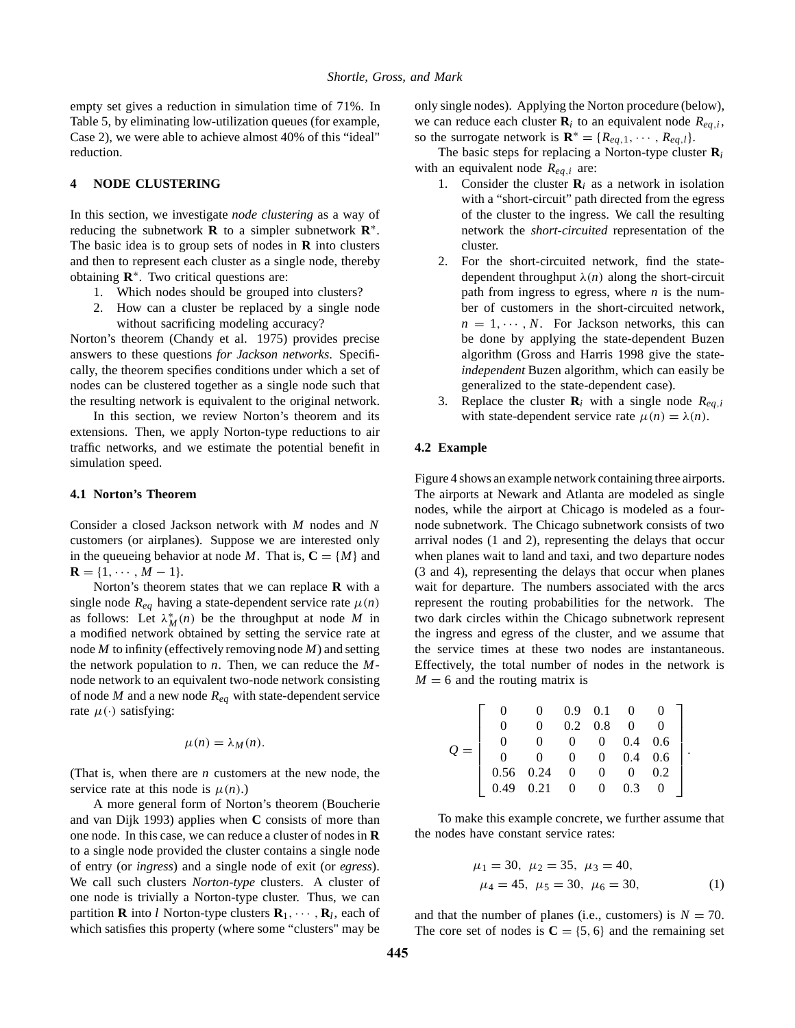empty set gives a reduction in simulation time of 71%. In Table 5, by eliminating low-utilization queues (for example, Case 2), we were able to achieve almost 40% of this "ideal" reduction.

## 4 NODE CLUSTERING

In this section, we investigate *node clustering* as a way of reducing the subnetwork $\mathbf{R}$ to a simpler subnetwork $\mathbf{R}^*$. The basic idea is to group sets of nodes in $\mathbf{R}$ into clusters and then to represent each cluster as a single node, thereby obtaining $\mathbf{R}^*$. Two critical questions are:

1. Which nodes should be grouped into clusters?
2. How can a cluster be replaced by a single node without sacrificing modeling accuracy?

Norton's theorem (Chandy et al. 1975) provides precise answers to these questions *for Jackson networks*. Specifically, the theorem specifies conditions under which a set of nodes can be clustered together as a single node such that the resulting network is equivalent to the original network.

In this section, we review Norton's theorem and its extensions. Then, we apply Norton-type reductions to air traffic networks, and we estimate the potential benefit in simulation speed.

### 4.1 Norton's Theorem

Consider a closed Jackson network with $M$ nodes and $N$ customers (or airplanes). Suppose we are interested only in the queueing behavior at node $M$. That is, $\mathbf{C} = \{M\}$ and $\mathbf{R} = \{1, \cdots, M-1\}$.

Norton's theorem states that we can replace $\mathbf{R}$ with a single node $R_{eq}$ having a state-dependent service rate $\mu(n)$ as follows: Let $\lambda_M^*(n)$ be the throughput at node $M$ in a modified network obtained by setting the service rate at node $M$ to infinity (effectively removing node $M$) and setting the network population to $n$. Then, we can reduce the $M$-node network to an equivalent two-node network consisting of node $M$ and a new node $R_{eq}$ with state-dependent service rate $\mu(\cdot)$ satisfying:

$$\mu(n) = \lambda_M(n).$$

(That is, when there are $n$ customers at the new node, the service rate at this node is $\mu(n)$.)

A more general form of Norton's theorem (Boucherie and van Dijk 1993) applies when $\mathbf{C}$ consists of more than one node. In this case, we can reduce a cluster of nodes in $\mathbf{R}$ to a single node provided the cluster contains a single node of entry (or *ingress*) and a single node of exit (or *egress*). We call such clusters *Norton-type* clusters. A cluster of one node is trivially a Norton-type cluster. Thus, we can partition $\mathbf{R}$ into $l$ Norton-type clusters $\mathbf{R}_1, \cdots, \mathbf{R}_l$, each of which satisfies this property (where some "clusters" may be only single nodes). Applying the Norton procedure (below), we can reduce each cluster $\mathbf{R}_i$ to an equivalent node $R_{eq,i}$, so the surrogate network is $\mathbf{R}^* = \{R_{eq,1}, \cdots, R_{eq,l}\}$.

The basic steps for replacing a Norton-type cluster $\mathbf{R}_i$ with an equivalent node $R_{eq,i}$ are:

1. Consider the cluster $\mathbf{R}_i$ as a network in isolation with a "short-circuit" path directed from the egress of the cluster to the ingress. We call the resulting network the *short-circuited* representation of the cluster.
2. For the short-circuited network, find the state-dependent throughput $\lambda(n)$ along the short-circuit path from ingress to egress, where $n$ is the number of customers in the short-circuited network, $n = 1, \cdots, N$. For Jackson networks, this can be done by applying the state-dependent Buzen algorithm (Gross and Harris 1998 give the state-*independent* Buzen algorithm, which can easily be generalized to the state-dependent case).
3. Replace the cluster $\mathbf{R}_i$ with a single node $R_{eq,i}$ with state-dependent service rate $\mu(n) = \lambda(n)$.

### 4.2 Example

Figure 4 shows an example network containing three airports. The airports at Newark and Atlanta are modeled as single nodes, while the airport at Chicago is modeled as a four-node subnetwork. The Chicago subnetwork consists of two arrival nodes (1 and 2), representing the delays that occur when planes wait to land and taxi, and two departure nodes (3 and 4), representing the delays that occur when planes wait for departure. The numbers associated with the arcs represent the routing probabilities for the network. The two dark circles within the Chicago subnetwork represent the ingress and egress of the cluster, and we assume that the service times at these two nodes are instantaneous. Effectively, the total number of nodes in the network is $M = 6$ and the routing matrix is

$$Q = \begin{bmatrix} 0 & 0 & 0.9 & 0.1 & 0 & 0 \\ 0 & 0 & 0.2 & 0.8 & 0 & 0 \\ 0 & 0 & 0 & 0 & 0.4 & 0.6 \\ 0 & 0 & 0 & 0 & 0.4 & 0.6 \\ 0.56 & 0.24 & 0 & 0 & 0 & 0.2 \\ 0.49 & 0.21 & 0 & 0 & 0.3 & 0 \end{bmatrix}.$$

To make this example concrete, we further assume that the nodes have constant service rates:

$$\begin{aligned} \mu_1 = 30,\ \mu_2 = 35,\ \mu_3 = 40, \\ \mu_4 = 45,\ \mu_5 = 30,\ \mu_6 = 30, \end{aligned} \tag{1}$$

and that the number of planes (i.e., customers) is $N = 70$. The core set of nodes is $\mathbf{C} = \{5, 6\}$ and the remaining set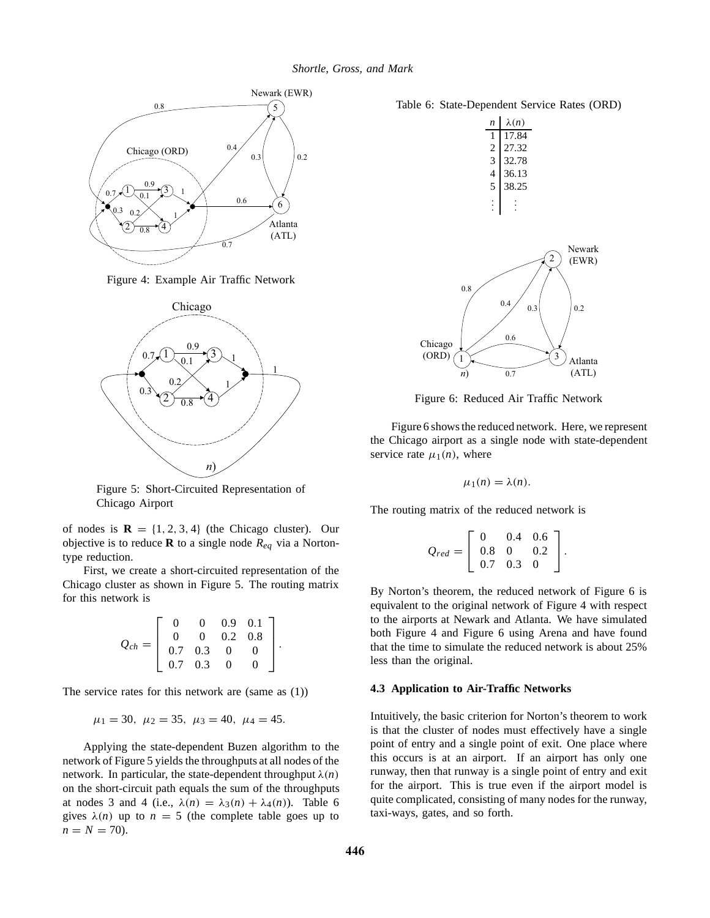Figure 4: Example Air Traffic Network

Figure 5: Short-Circuited Representation of Chicago Airport

of nodes is $\mathbf{R} = \{1, 2, 3, 4\}$ (the Chicago cluster). Our objective is to reduce $\mathbf{R}$ to a single node $R_{eq}$ via a Norton-type reduction.

First, we create a short-circuited representation of the Chicago cluster as shown in Figure 5. The routing matrix for this network is

$$Q_{ch} = \begin{bmatrix} 0 & 0 & 0.9 & 0.1 \\ 0 & 0 & 0.2 & 0.8 \\ 0.7 & 0.3 & 0 & 0 \\ 0.7 & 0.3 & 0 & 0 \end{bmatrix}.$$

The service rates for this network are (same as (1))

$$\mu_1 = 30, \;\; \mu_2 = 35, \;\; \mu_3 = 40, \;\; \mu_4 = 45.$$

Applying the state-dependent Buzen algorithm to the network of Figure 5 yields the throughputs at all nodes of the network. In particular, the state-dependent throughput $\lambda(n)$ on the short-circuit path equals the sum of the throughputs at nodes 3 and 4 (i.e., $\lambda(n) = \lambda_3(n) + \lambda_4(n)$). Table 6 gives $\lambda(n)$ up to $n = 5$ (the complete table goes up to $n = N = 70$).

Table 6: State-Dependent Service Rates (ORD)

| $n$ | $\lambda(n)$ |
|---|---|
| 1 | 17.84 |
| 2 | 27.32 |
| 3 | 32.78 |
| 4 | 36.13 |
| 5 | 38.25 |
| ⋮ | ⋮ |

Figure 6: Reduced Air Traffic Network

Figure 6 shows the reduced network. Here, we represent the Chicago airport as a single node with state-dependent service rate $\mu_1(n)$, where

$$\mu_1(n) = \lambda(n).$$

The routing matrix of the reduced network is

$$Q_{red} = \begin{bmatrix} 0 & 0.4 & 0.6 \\ 0.8 & 0 & 0.2 \\ 0.7 & 0.3 & 0 \end{bmatrix}.$$

By Norton's theorem, the reduced network of Figure 6 is equivalent to the original network of Figure 4 with respect to the airports at Newark and Atlanta. We have simulated both Figure 4 and Figure 6 using Arena and have found that the time to simulate the reduced network is about 25% less than the original.

### 4.3 Application to Air-Traffic Networks

Intuitively, the basic criterion for Norton's theorem to work is that the cluster of nodes must effectively have a single point of entry and a single point of exit. One place where this occurs is at an airport. If an airport has only one runway, then that runway is a single point of entry and exit for the airport. This is true even if the airport model is quite complicated, consisting of many nodes for the runway, taxi-ways, gates, and so forth.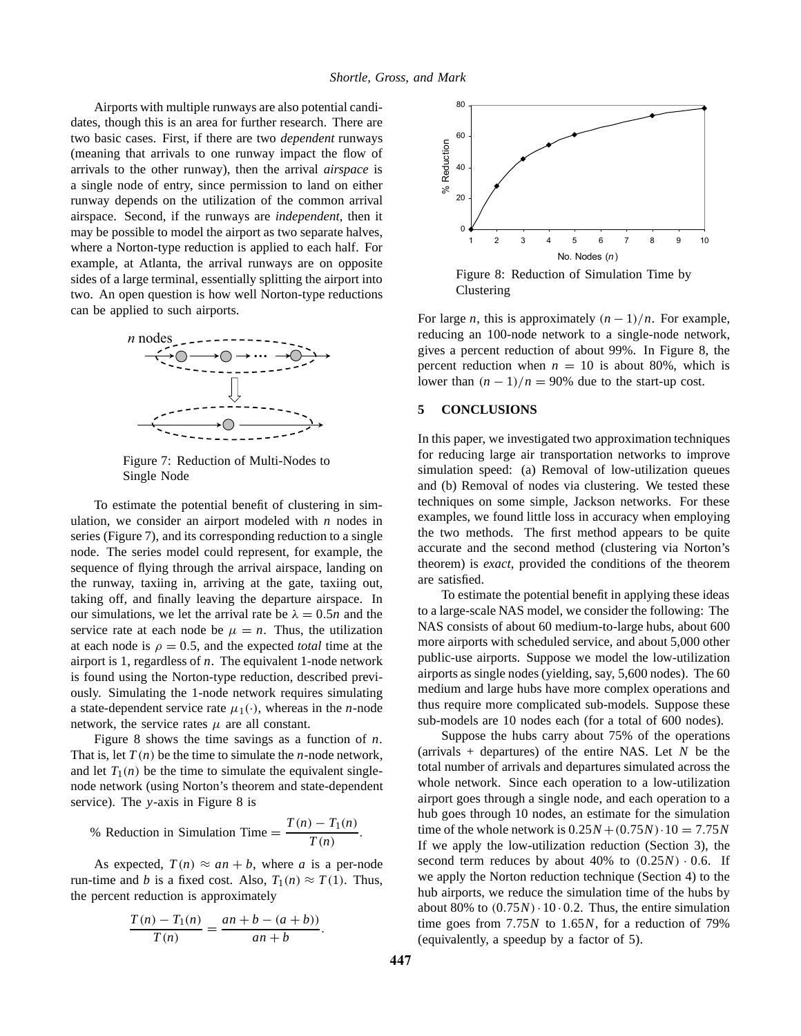Airports with multiple runways are also potential candidates, though this is an area for further research. There are two basic cases. First, if there are two *dependent* runways (meaning that arrivals to one runway impact the flow of arrivals to the other runway), then the arrival *airspace* is a single node of entry, since permission to land on either runway depends on the utilization of the common arrival airspace. Second, if the runways are *independent*, then it may be possible to model the airport as two separate halves, where a Norton-type reduction is applied to each half. For example, at Atlanta, the arrival runways are on opposite sides of a large terminal, essentially splitting the airport into two. An open question is how well Norton-type reductions can be applied to such airports.

Figure 7: Reduction of Multi-Nodes to Single Node

To estimate the potential benefit of clustering in simulation, we consider an airport modeled with $n$ nodes in series (Figure 7), and its corresponding reduction to a single node. The series model could represent, for example, the sequence of flying through the arrival airspace, landing on the runway, taxiing in, arriving at the gate, taxiing out, taking off, and finally leaving the departure airspace. In our simulations, we let the arrival rate be $\lambda = 0.5n$ and the service rate at each node be $\mu = n$. Thus, the utilization at each node is $\rho = 0.5$, and the expected *total* time at the airport is 1, regardless of $n$. The equivalent 1-node network is found using the Norton-type reduction, described previously. Simulating the 1-node network requires simulating a state-dependent service rate $\mu_1(\cdot)$, whereas in the $n$-node network, the service rates $\mu$ are all constant.

Figure 8 shows the time savings as a function of $n$. That is, let $T(n)$ be the time to simulate the $n$-node network, and let $T_1(n)$ be the time to simulate the equivalent single-node network (using Norton's theorem and state-dependent service). The $y$-axis in Figure 8 is

$$\% \text{ Reduction in Simulation Time} = \frac{T(n) - T_1(n)}{T(n)}.$$

As expected, $T(n) \approx an + b$, where $a$ is a per-node run-time and $b$ is a fixed cost. Also, $T_1(n) \approx T(1)$. Thus, the percent reduction is approximately

$$\frac{T(n) - T_1(n)}{T(n)} = \frac{an + b - (a + b))}{an + b}.$$

Figure 8: Reduction of Simulation Time by Clustering

For large $n$, this is approximately $(n-1)/n$. For example, reducing an 100-node network to a single-node network, gives a percent reduction of about 99%. In Figure 8, the percent reduction when $n = 10$ is about 80%, which is lower than $(n-1)/n = 90\%$ due to the start-up cost.

## 5 CONCLUSIONS

In this paper, we investigated two approximation techniques for reducing large air transportation networks to improve simulation speed: (a) Removal of low-utilization queues and (b) Removal of nodes via clustering. We tested these techniques on some simple, Jackson networks. For these examples, we found little loss in accuracy when employing the two methods. The first method appears to be quite accurate and the second method (clustering via Norton's theorem) is *exact*, provided the conditions of the theorem are satisfied.

To estimate the potential benefit in applying these ideas to a large-scale NAS model, we consider the following: The NAS consists of about 60 medium-to-large hubs, about 600 more airports with scheduled service, and about 5,000 other public-use airports. Suppose we model the low-utilization airports as single nodes (yielding, say, 5,600 nodes). The 60 medium and large hubs have more complex operations and thus require more complicated sub-models. Suppose these sub-models are 10 nodes each (for a total of 600 nodes).

Suppose the hubs carry about 75% of the operations (arrivals + departures) of the entire NAS. Let $N$ be the total number of arrivals and departures simulated across the whole network. Since each operation to a low-utilization airport goes through a single node, and each operation to a hub goes through 10 nodes, an estimate for the simulation time of the whole network is $0.25N + (0.75N) \cdot 10 = 7.75N$ If we apply the low-utilization reduction (Section 3), the second term reduces by about 40% to $(0.25N) \cdot 0.6$. If we apply the Norton reduction technique (Section 4) to the hub airports, we reduce the simulation time of the hubs by about 80% to $(0.75N) \cdot 10 \cdot 0.2$. Thus, the entire simulation time goes from $7.75N$ to $1.65N$, for a reduction of 79% (equivalently, a speedup by a factor of 5).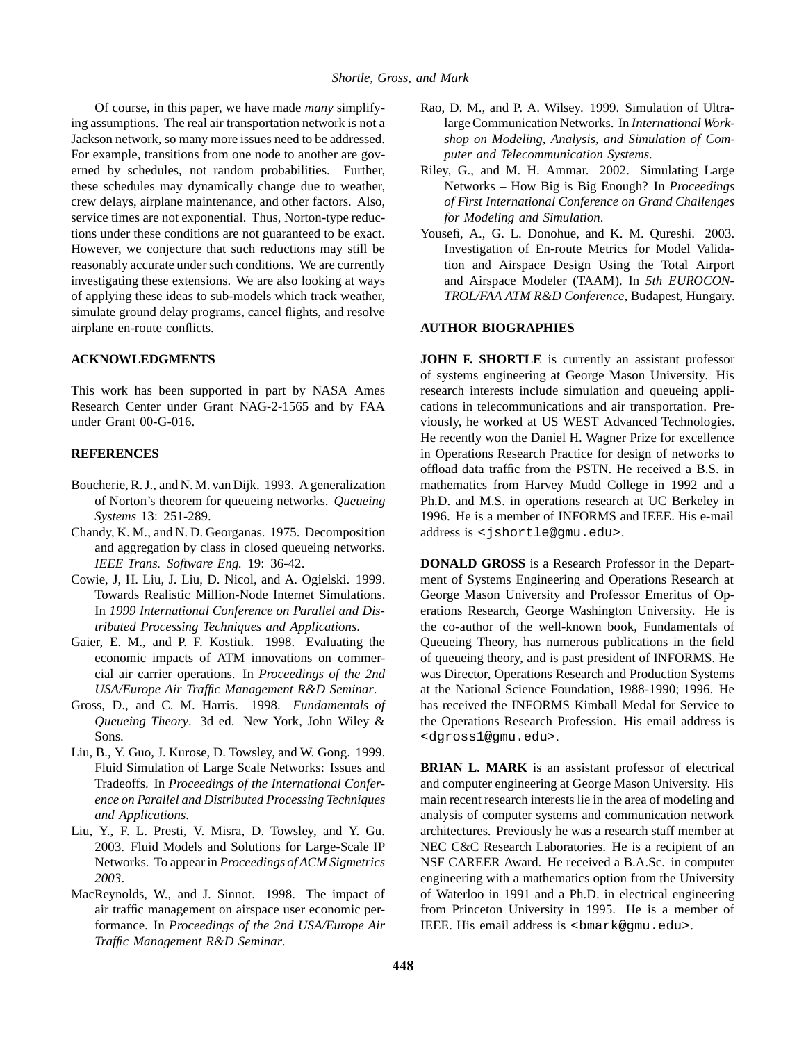Of course, in this paper, we have made *many* simplifying assumptions. The real air transportation network is not a Jackson network, so many more issues need to be addressed. For example, transitions from one node to another are governed by schedules, not random probabilities. Further, these schedules may dynamically change due to weather, crew delays, airplane maintenance, and other factors. Also, service times are not exponential. Thus, Norton-type reductions under these conditions are not guaranteed to be exact. However, we conjecture that such reductions may still be reasonably accurate under such conditions. We are currently investigating these extensions. We are also looking at ways of applying these ideas to sub-models which track weather, simulate ground delay programs, cancel flights, and resolve airplane en-route conflicts.

## ACKNOWLEDGMENTS

This work has been supported in part by NASA Ames Research Center under Grant NAG-2-1565 and by FAA under Grant 00-G-016.

## REFERENCES

Boucherie, R. J., and N. M. van Dijk. 1993. A generalization of Norton's theorem for queueing networks. *Queueing Systems* 13: 251-289.

Chandy, K. M., and N. D. Georganas. 1975. Decomposition and aggregation by class in closed queueing networks. *IEEE Trans. Software Eng.* 19: 36-42.

Cowie, J, H. Liu, J. Liu, D. Nicol, and A. Ogielski. 1999. Towards Realistic Million-Node Internet Simulations. In *1999 International Conference on Parallel and Distributed Processing Techniques and Applications*.

Gaier, E. M., and P. F. Kostiuk. 1998. Evaluating the economic impacts of ATM innovations on commercial air carrier operations. In *Proceedings of the 2nd USA/Europe Air Traffic Management R&D Seminar*.

Gross, D., and C. M. Harris. 1998. *Fundamentals of Queueing Theory*. 3d ed. New York, John Wiley & Sons.

Liu, B., Y. Guo, J. Kurose, D. Towsley, and W. Gong. 1999. Fluid Simulation of Large Scale Networks: Issues and Tradeoffs. In *Proceedings of the International Conference on Parallel and Distributed Processing Techniques and Applications*.

Liu, Y., F. L. Presti, V. Misra, D. Towsley, and Y. Gu. 2003. Fluid Models and Solutions for Large-Scale IP Networks. To appear in *Proceedings of ACM Sigmetrics 2003*.

MacReynolds, W., and J. Sinnot. 1998. The impact of air traffic management on airspace user economic performance. In *Proceedings of the 2nd USA/Europe Air Traffic Management R&D Seminar*.

Rao, D. M., and P. A. Wilsey. 1999. Simulation of Ultra-large Communication Networks. In *International Workshop on Modeling, Analysis, and Simulation of Computer and Telecommunication Systems*.

Riley, G., and M. H. Ammar. 2002. Simulating Large Networks – How Big is Big Enough? In *Proceedings of First International Conference on Grand Challenges for Modeling and Simulation*.

Yousefi, A., G. L. Donohue, and K. M. Qureshi. 2003. Investigation of En-route Metrics for Model Validation and Airspace Design Using the Total Airport and Airspace Modeler (TAAM). In *5th EUROCONTROL/FAA ATM R&D Conference*, Budapest, Hungary.

## AUTHOR BIOGRAPHIES

**JOHN F. SHORTLE** is currently an assistant professor of systems engineering at George Mason University. His research interests include simulation and queueing applications in telecommunications and air transportation. Previously, he worked at US WEST Advanced Technologies. He recently won the Daniel H. Wagner Prize for excellence in Operations Research Practice for design of networks to offload data traffic from the PSTN. He received a B.S. in mathematics from Harvey Mudd College in 1992 and a Ph.D. and M.S. in operations research at UC Berkeley in 1996. He is a member of INFORMS and IEEE. His e-mail address is `<jshortle@gmu.edu>`.

**DONALD GROSS** is a Research Professor in the Department of Systems Engineering and Operations Research at George Mason University and Professor Emeritus of Operations Research, George Washington University. He is the co-author of the well-known book, Fundamentals of Queueing Theory, has numerous publications in the field of queueing theory, and is past president of INFORMS. He was Director, Operations Research and Production Systems at the National Science Foundation, 1988-1990; 1996. He has received the INFORMS Kimball Medal for Service to the Operations Research Profession. His email address is `<dgross1@gmu.edu>`.

**BRIAN L. MARK** is an assistant professor of electrical and computer engineering at George Mason University. His main recent research interests lie in the area of modeling and analysis of computer systems and communication network architectures. Previously he was a research staff member at NEC C&C Research Laboratories. He is a recipient of an NSF CAREER Award. He received a B.A.Sc. in computer engineering with a mathematics option from the University of Waterloo in 1991 and a Ph.D. in electrical engineering from Princeton University in 1995. He is a member of IEEE. His email address is `<bmark@gmu.edu>`.